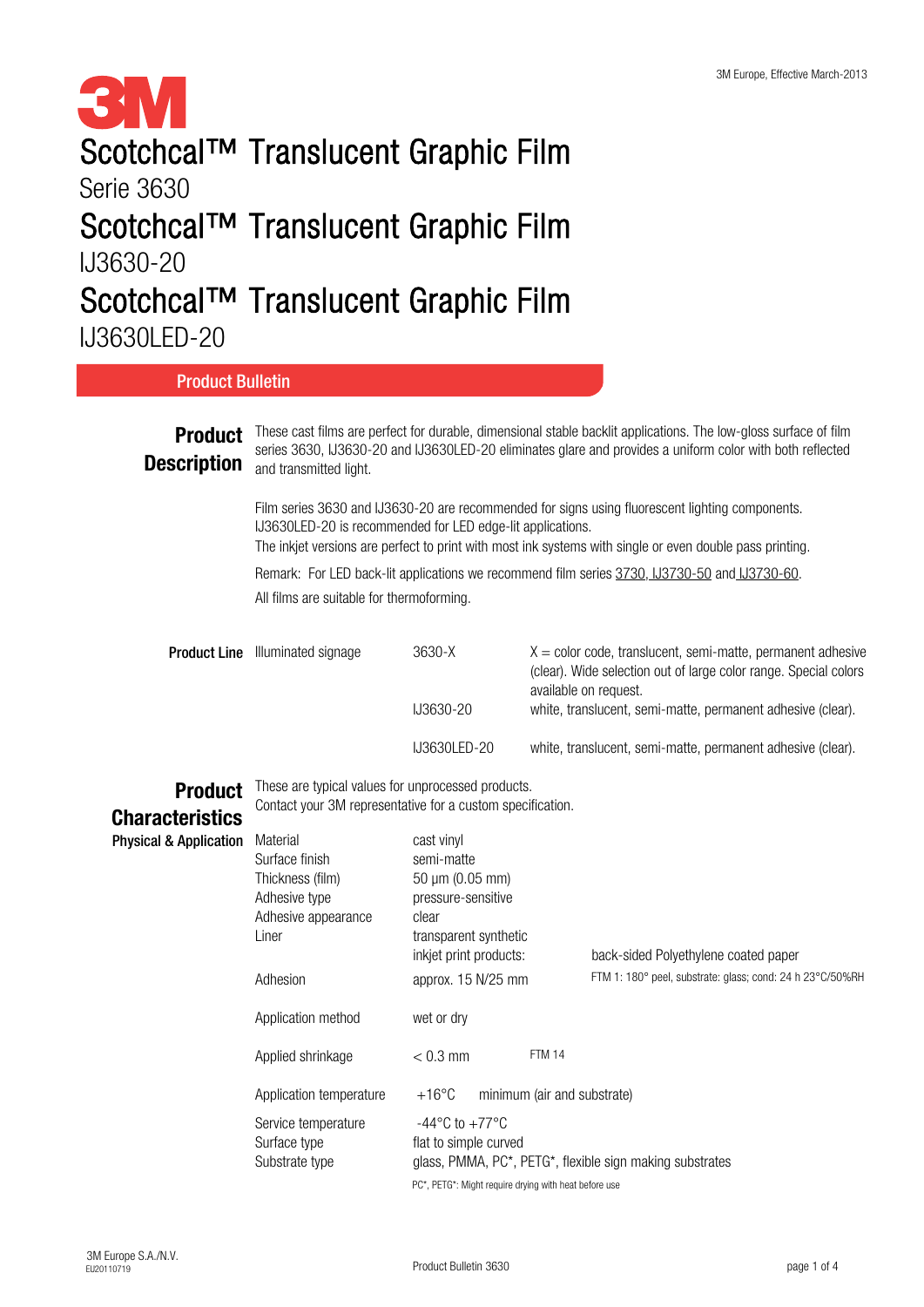# Scotchcal™ Translucent Graphic Film

Serie 3630

# Scotchcal™ Translucent Graphic Film

IJ3630-20

# Scotchcal™ Translucent Graphic Film

IJ3630LED-20

## Product Bulletin

### Product Description

These cast films are perfect for durable, dimensional stable backlit applications. The low-gloss surface of film series 3630, IJ3630-20 and IJ3630LED-20 eliminates glare and provides a uniform color with both reflected and transmitted light.

Film series 3630 and IJ3630-20 are recommended for signs using fluorescent lighting components. IJ3630LED-20 is recommended for LED edge-lit applications.
The inkjet versions are perfect to print with most ink systems with single or even double pass printing.

Remark: For LED back-lit applications we recommend film series 3730, IJ3730-50 and IJ3730-60.

All films are suitable for thermoforming.

### Product Line

| | | |
|---|---|---|
| Illuminated signage | 3630-X | X = color code, translucent, semi-matte, permanent adhesive (clear). Wide selection out of large color range. Special colors available on request. |
| | IJ3630-20 | white, translucent, semi-matte, permanent adhesive (clear). |
| | IJ3630LED-20 | white, translucent, semi-matte, permanent adhesive (clear). |

### Product Characteristics

These are typical values for unprocessed products.
Contact your 3M representative for a custom specification.

**Physical & Application**

| | | |
|---|---|---|
| Material | cast vinyl | |
| Surface finish | semi-matte | |
| Thickness (film) | 50 µm (0.05 mm) | |
| Adhesive type | pressure-sensitive | |
| Adhesive appearance | clear | |
| Liner | transparent synthetic | |
| | inkjet print products: | back-sided Polyethylene coated paper |
| Adhesion | approx. 15 N/25 mm | FTM 1: 180° peel, substrate: glass; cond: 24 h 23°C/50%RH |
| Application method | wet or dry | |
| Applied shrinkage | < 0.3 mm | FTM 14 |
| Application temperature | +16°C | minimum (air and substrate) |
| Service temperature | -44°C to +77°C | |
| Surface type | flat to simple curved | |
| Substrate type | glass, PMMA, PC*, PETG*, flexible sign making substrates | |

PC*, PETG*: Might require drying with heat before use

3M Europe S.A./N.V.
EU20110719

Product Bulletin 3630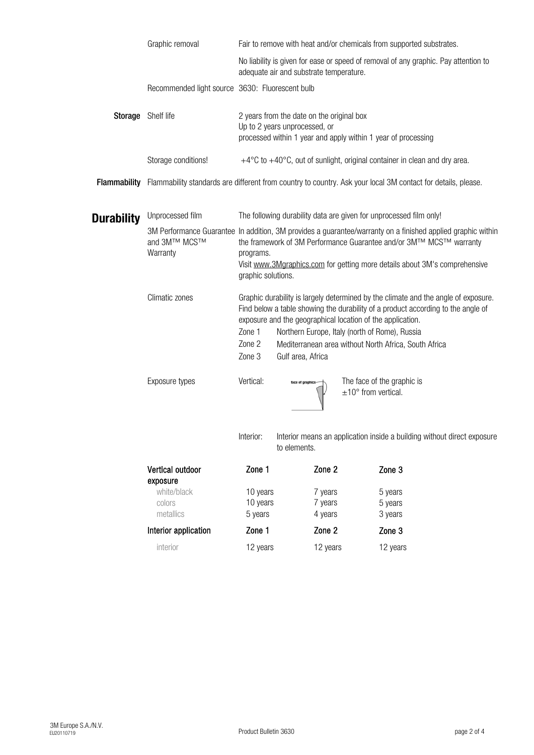| | | |
|---|---|---|
| | Graphic removal | Fair to remove with heat and/or chemicals from supported substrates. |
| | | No liability is given for ease or speed of removal of any graphic. Pay attention to adequate air and substrate temperature. |
| | Recommended light source | 3630: Fluorescent bulb |
| **Storage** | Shelf life | 2 years from the date on the original box<br>Up to 2 years unprocessed, or<br>processed within 1 year and apply within 1 year of processing |
| | Storage conditions! | +4°C to +40°C, out of sunlight, original container in clean and dry area. |

**Flammability** Flammability standards are different from country to country. Ask your local 3M contact for details, please.

## Durability

| | |
|---|---|
| Unprocessed film | The following durability data are given for unprocessed film only! |
| 3M Performance Guarantee and 3M™ MCS™ Warranty | In addition, 3M provides a guarantee/warranty on a finished applied graphic within the framework of 3M Performance Guarantee and/or 3M™ MCS™ warranty programs.<br>Visit www.3Mgraphics.com for getting more details about 3M's comprehensive graphic solutions. |
| Climatic zones | Graphic durability is largely determined by the climate and the angle of exposure. Find below a table showing the durability of a product according to the angle of exposure and the geographical location of the application.<br>Zone 1 Northern Europe, Italy (north of Rome), Russia<br>Zone 2 Mediterranean area without North Africa, South Africa<br>Zone 3 Gulf area, Africa |
| Exposure types | Vertical: The face of the graphic is ±10° from vertical.<br>Interior: Interior means an application inside a building without direct exposure to elements. |

| **Vertical outdoor exposure** | **Zone 1** | **Zone 2** | **Zone 3** |
|---|---|---|---|
| white/black | 10 years | 7 years | 5 years |
| colors | 10 years | 7 years | 5 years |
| metallics | 5 years | 4 years | 3 years |
| **Interior application** | **Zone 1** | **Zone 2** | **Zone 3** |
| interior | 12 years | 12 years | 12 years |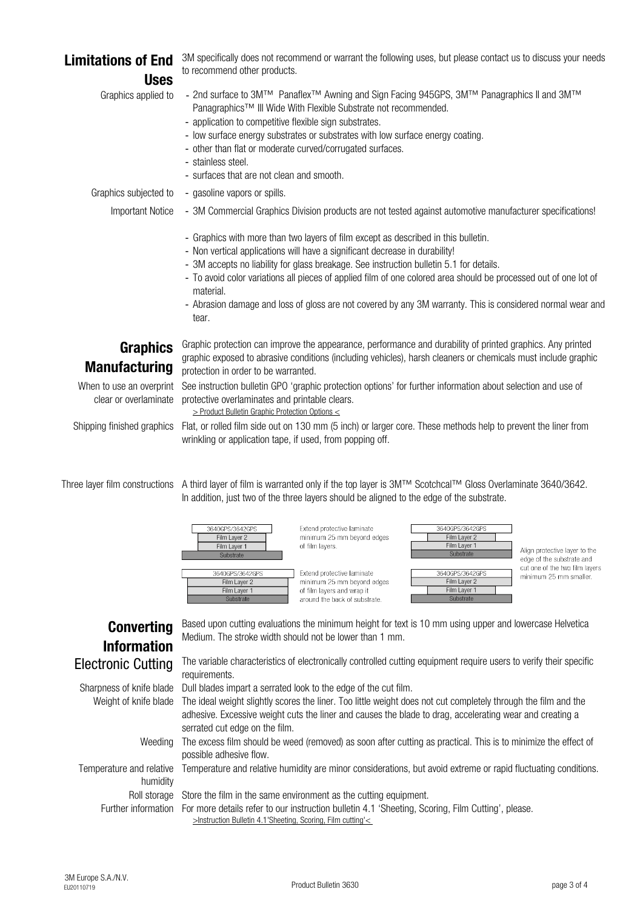## Limitations of End Uses

3M specifically does not recommend or warrant the following uses, but please contact us to discuss your needs to recommend other products.

**Graphics applied to**

- 2nd surface to 3M™ Panaflex™ Awning and Sign Facing 945GPS, 3M™ Panagraphics II and 3M™ Panagraphics™ III Wide With Flexible Substrate not recommended.
- application to competitive flexible sign substrates.
- low surface energy substrates or substrates with low surface energy coating.
- other than flat or moderate curved/corrugated surfaces.
- stainless steel.
- surfaces that are not clean and smooth.

**Graphics subjected to**

- gasoline vapors or spills.

**Important Notice**

- 3M Commercial Graphics Division products are not tested against automotive manufacturer specifications!
- Graphics with more than two layers of film except as described in this bulletin.
- Non vertical applications will have a significant decrease in durability!
- 3M accepts no liability for glass breakage. See instruction bulletin 5.1 for details.
- To avoid color variations all pieces of applied film of one colored area should be processed out of one lot of material.
- Abrasion damage and loss of gloss are not covered by any 3M warranty. This is considered normal wear and tear.

## Graphics Manufacturing

Graphic protection can improve the appearance, performance and durability of printed graphics. Any printed graphic exposed to abrasive conditions (including vehicles), harsh cleaners or chemicals must include graphic protection in order to be warranted.

**When to use an overprint clear or overlaminate**

See instruction bulletin GPO 'graphic protection options' for further information about selection and use of protective overlaminates and printable clears.
> Product Bulletin Graphic Protection Options <

**Shipping finished graphics**

Flat, or rolled film side out on 130 mm (5 inch) or larger core. These methods help to prevent the liner from wrinkling or application tape, if used, from popping off.

**Three layer film constructions**

A third layer of film is warranted only if the top layer is 3M™ Scotchcal™ Gloss Overlaminate 3640/3642. In addition, just two of the three layers should be aligned to the edge of the substrate.

| 3640GPS/3642GPS |
|---|
| Film Layer 2 |
| Film Layer 1 |
| Substrate |

Extend protective laminate minimum 25 mm beyond edges of film layers.

| 3640GPS/3642GPS |
|---|
| Film Layer 2 |
| Film Layer 1 |
| Substrate |

Extend protective laminate minimum 25 mm beyond edges of film layers and wrap it around the back of substrate.

| 3640GPS/3642GPS |
|---|
| Film Layer 2 |
| Film Layer 1 |
| Substrate |

| 3640GPS/3642GPS |
|---|
| Film Layer 2 |
| Film Layer 1 |
| Substrate |

Align protective layer to the edge of the substrate and cut one of the two film layers minimum 25 mm smaller.

## Converting Information

Based upon cutting evaluations the minimum height for text is 10 mm using upper and lowercase Helvetica Medium. The stroke width should not be lower than 1 mm.

### Electronic Cutting

The variable characteristics of electronically controlled cutting equipment require users to verify their specific requirements.

**Sharpness of knife blade**

Dull blades impart a serrated look to the edge of the cut film.

**Weight of knife blade**

The ideal weight slightly scores the liner. Too little weight does not cut completely through the film and the adhesive. Excessive weight cuts the liner and causes the blade to drag, accelerating wear and creating a serrated cut edge on the film.

**Weeding**

The excess film should be weed (removed) as soon after cutting as practical. This is to minimize the effect of possible adhesive flow.

**Temperature and relative humidity**

Temperature and relative humidity are minor considerations, but avoid extreme or rapid fluctuating conditions.

**Roll storage**

Store the film in the same environment as the cutting equipment.

**Further information**

For more details refer to our instruction bulletin 4.1 'Sheeting, Scoring, Film Cutting', please.
>Instruction Bulletin 4.1'Sheeting, Scoring, Film cutting'<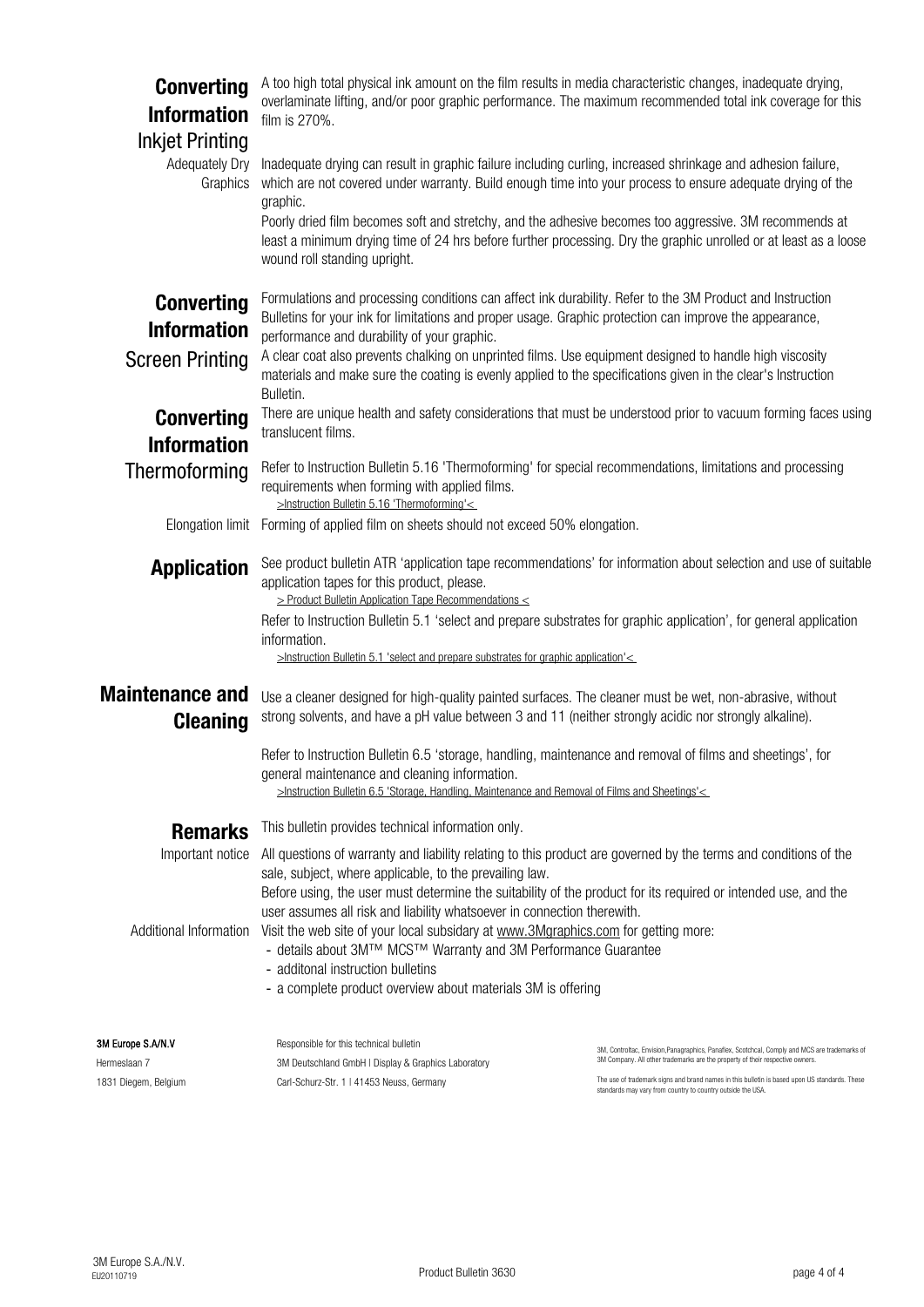## Converting Information

### Inkjet Printing

A too high total physical ink amount on the film results in media characteristic changes, inadequate drying, overlaminate lifting, and/or poor graphic performance. The maximum recommended total ink coverage for this film is 270%.

**Adequately Dry Graphics**

Inadequate drying can result in graphic failure including curling, increased shrinkage and adhesion failure, which are not covered under warranty. Build enough time into your process to ensure adequate drying of the graphic.

Poorly dried film becomes soft and stretchy, and the adhesive becomes too aggressive. 3M recommends at least a minimum drying time of 24 hrs before further processing. Dry the graphic unrolled or at least as a loose wound roll standing upright.

## Converting Information

### Screen Printing

Formulations and processing conditions can affect ink durability. Refer to the 3M Product and Instruction Bulletins for your ink for limitations and proper usage. Graphic protection can improve the appearance, performance and durability of your graphic.

A clear coat also prevents chalking on unprinted films. Use equipment designed to handle high viscosity materials and make sure the coating is evenly applied to the specifications given in the clear's Instruction Bulletin.

## Converting Information

### Thermoforming

There are unique health and safety considerations that must be understood prior to vacuum forming faces using translucent films.

Refer to Instruction Bulletin 5.16 'Thermoforming' for special recommendations, limitations and processing requirements when forming with applied films.

>Instruction Bulletin 5.16 'Thermoforming'<

**Elongation limit**

Forming of applied film on sheets should not exceed 50% elongation.

## Application

See product bulletin ATR 'application tape recommendations' for information about selection and use of suitable application tapes for this product, please.

> Product Bulletin Application Tape Recommendations <

Refer to Instruction Bulletin 5.1 'select and prepare substrates for graphic application', for general application information.

>Instruction Bulletin 5.1 'select and prepare substrates for graphic application'<

## Maintenance and Cleaning

Use a cleaner designed for high-quality painted surfaces. The cleaner must be wet, non-abrasive, without strong solvents, and have a pH value between 3 and 11 (neither strongly acidic nor strongly alkaline).

Refer to Instruction Bulletin 6.5 'storage, handling, maintenance and removal of films and sheetings', for general maintenance and cleaning information.

>Instruction Bulletin 6.5 'Storage, Handling, Maintenance and Removal of Films and Sheetings'<

## Remarks

This bulletin provides technical information only.

**Important notice**

All questions of warranty and liability relating to this product are governed by the terms and conditions of the sale, subject, where applicable, to the prevailing law.

Before using, the user must determine the suitability of the product for its required or intended use, and the user assumes all risk and liability whatsoever in connection therewith.

**Additional Information**

Visit the web site of your local subsidiary at www.3Mgraphics.com for getting more:

- details about 3M™ MCS™ Warranty and 3M Performance Guarantee
- additonal instruction bulletins
- a complete product overview about materials 3M is offering

**3M Europe S.A/N.V**
Hermeslaan 7
1831 Diegem, Belgium

Responsible for this technical bulletin
3M Deutschland GmbH | Display & Graphics Laboratory
Carl-Schurz-Str. 1 | 41453 Neuss, Germany

3M, Controltac, Envision,Panagraphics, Panaflex, Scotchcal, Comply and MCS are trademarks of 3M Company. All other trademarks are the property of their respective owners.

The use of trademark signs and brand names in this bulletin is based upon US standards. These standards may vary from country to country outside the USA.